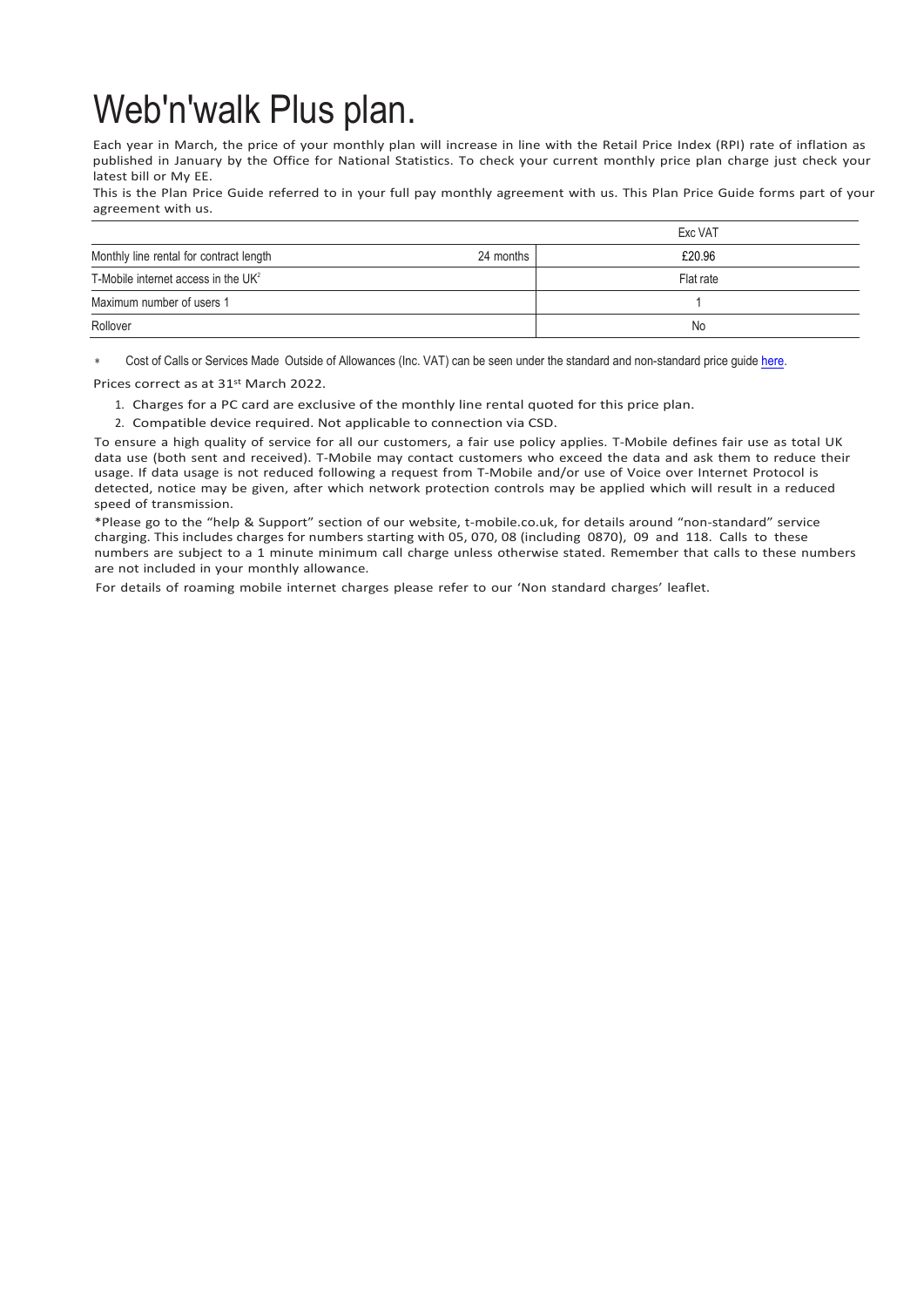# Web'n'walk Plus plan.

Each year in March, the price of your monthly plan will increase in line with the Retail Price Index (RPI) rate of inflation as published in January by the Office for National Statistics. To check your current monthly price plan charge just check your latest bill or My EE.

This is the Plan Price Guide referred to in your full pay monthly agreement with us. This Plan Price Guide forms part of your agreement with us.

| | | Exc VAT |
|---|---|---|
| Monthly line rental for contract length | 24 months | £20.96 |
| T-Mobile internet access in the UK[2] | | Flat rate |
| Maximum number of users 1 | | 1 |
| Rollover | | No |

* Cost of Calls or Services Made Outside of Allowances (Inc. VAT) can be seen under the standard and non-standard price guide here.

Prices correct as at 31st March 2022.

1. Charges for a PC card are exclusive of the monthly line rental quoted for this price plan.
2. Compatible device required. Not applicable to connection via CSD.

To ensure a high quality of service for all our customers, a fair use policy applies. T-Mobile defines fair use as total UK data use (both sent and received). T-Mobile may contact customers who exceed the data and ask them to reduce their usage. If data usage is not reduced following a request from T-Mobile and/or use of Voice over Internet Protocol is detected, notice may be given, after which network protection controls may be applied which will result in a reduced speed of transmission.

*Please go to the "help & Support" section of our website, t-mobile.co.uk, for details around "non-standard" service charging. This includes charges for numbers starting with 05, 070, 08 (including 0870), 09 and 118. Calls to these numbers are subject to a 1 minute minimum call charge unless otherwise stated. Remember that calls to these numbers are not included in your monthly allowance.

For details of roaming mobile internet charges please refer to our 'Non standard charges' leaflet.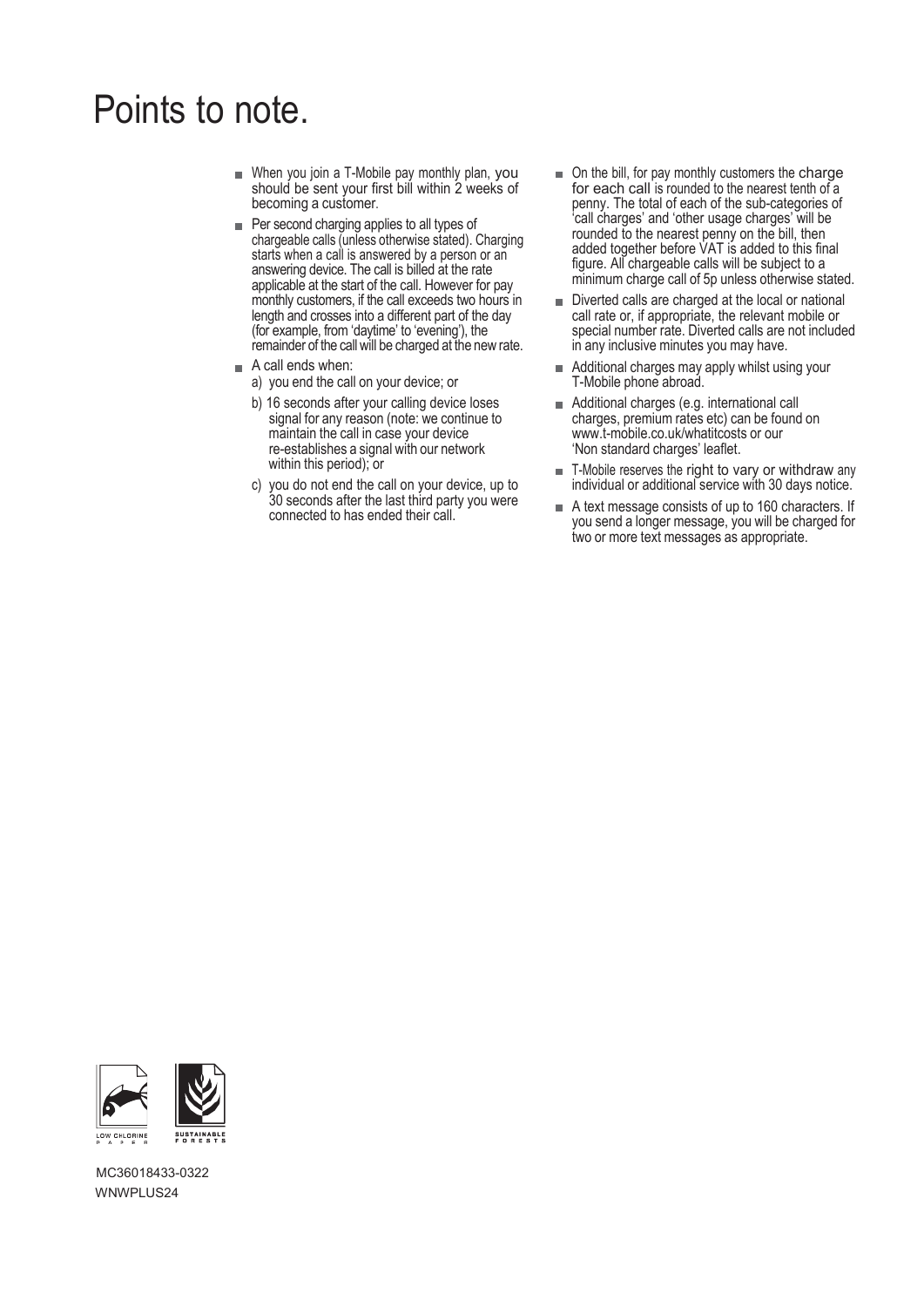# Points to note.

- When you join a T-Mobile pay monthly plan, you should be sent your first bill within 2 weeks of becoming a customer.
- Per second charging applies to all types of chargeable calls (unless otherwise stated). Charging starts when a call is answered by a person or an answering device. The call is billed at the rate applicable at the start of the call. However for pay monthly customers, if the call exceeds two hours in length and crosses into a different part of the day (for example, from 'daytime' to 'evening'), the remainder of the call will be charged at the new rate.
- A call ends when:
  a) you end the call on your device; or
  b) 16 seconds after your calling device loses signal for any reason (note: we continue to maintain the call in case your device re-establishes a signal with our network within this period); or
  c) you do not end the call on your device, up to 30 seconds after the last third party you were connected to has ended their call.
- On the bill, for pay monthly customers the charge for each call is rounded to the nearest tenth of a penny. The total of each of the sub-categories of 'call charges' and 'other usage charges' will be rounded to the nearest penny on the bill, then added together before VAT is added to this final figure. All chargeable calls will be subject to a minimum charge call of 5p unless otherwise stated.
- Diverted calls are charged at the local or national call rate or, if appropriate, the relevant mobile or special number rate. Diverted calls are not included in any inclusive minutes you may have.
- Additional charges may apply whilst using your T-Mobile phone abroad.
- Additional charges (e.g. international call charges, premium rates etc) can be found on www.t-mobile.co.uk/whatitcosts or our 'Non standard charges' leaflet.
- T-Mobile reserves the right to vary or withdraw any individual or additional service with 30 days notice.
- A text message consists of up to 160 characters. If you send a longer message, you will be charged for two or more text messages as appropriate.

LOW CHLORINE PAPER

SUSTAINABLE FORESTS

MC36018433-0322
WNWPLUS24